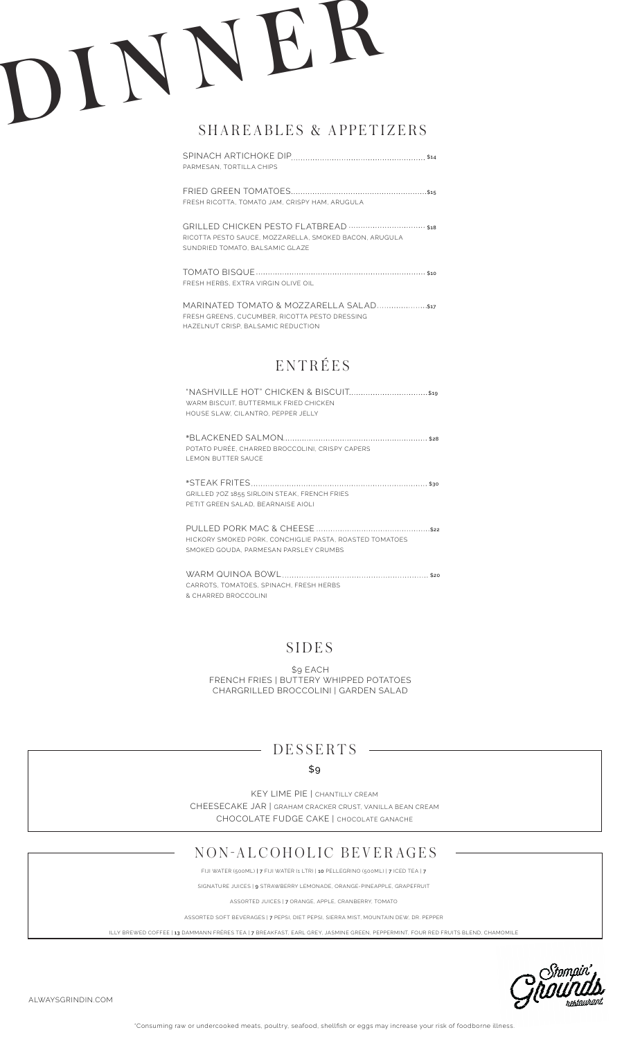# DINNER

## SHAREABLES & APPETIZERS

SPINACH ARTICHOKE DIP........................................................ $14
PARMESAN, TORTILLA CHIPS

FRIED GREEN TOMATOES........................................................ $15
FRESH RICOTTA, TOMATO JAM, CRISPY HAM, ARUGULA

GRILLED CHICKEN PESTO FLATBREAD ................................ $18
RICOTTA PESTO SAUCE, MOZZARELLA, SMOKED BACON, ARUGULA
SUNDRIED TOMATO, BALSAMIC GLAZE

TOMATO BISQUE........................................................................ $10
FRESH HERBS, EXTRA VIRGIN OLIVE OIL

MARINATED TOMATO & MOZZARELLA SALAD.................... $17
FRESH GREENS, CUCUMBER, RICOTTA PESTO DRESSING
HAZELNUT CRISP, BALSAMIC REDUCTION

## ENTRÉES

"NASHVILLE HOT" CHICKEN & BISCUIT................................ $19
WARM BISCUIT, BUTTERMILK FRIED CHICKEN
HOUSE SLAW, CILANTRO, PEPPER JELLY

*BLACKENED SALMON............................................................ $28
POTATO PURÉE, CHARRED BROCCOLINI, CRISPY CAPERS
LEMON BUTTER SAUCE

*STEAK FRITES........................................................................ $30
GRILLED 7OZ 1855 SIRLOIN STEAK, FRENCH FRIES
PETIT GREEN SALAD, BEARNAISE AIOLI

PULLED PORK MAC & CHEESE ............................................... $22
HICKORY SMOKED PORK, CONCHIGLIE PASTA, ROASTED TOMATOES
SMOKED GOUDA, PARMESAN PARSLEY CRUMBS

WARM QUINOA BOWL............................................................. $20
CARROTS, TOMATOES, SPINACH, FRESH HERBS
& CHARRED BROCCOLINI

## SIDES

$9 EACH
FRENCH FRIES | BUTTERY WHIPPED POTATOES
CHARGRILLED BROCCOLINI | GARDEN SALAD

## DESSERTS

$9

KEY LIME PIE | CHANTILLY CREAM
CHEESECAKE JAR | GRAHAM CRACKER CRUST, VANILLA BEAN CREAM
CHOCOLATE FUDGE CAKE | CHOCOLATE GANACHE

## NON-ALCOHOLIC BEVERAGES

FIJI WATER (500ML) | **7** FIJI WATER (1 LTR) | **10** PELLEGRINO (500ML) | **7** ICED TEA | **7**

SIGNATURE JUICES | **9** STRAWBERRY LEMONADE, ORANGE-PINEAPPLE, GRAPEFRUIT

ASSORTED JUICES | **7** ORANGE, APPLE, CRANBERRY, TOMATO

ASSORTED SOFT BEVERAGES | **7** PEPSI, DIET PEPSI, SIERRA MIST, MOUNTAIN DEW, DR. PEPPER

ILLY BREWED COFFEE | **13** DAMMANN FRÈRES TEA | **7** BREAKFAST, EARL GREY, JASMINE GREEN, PEPPERMINT, FOUR RED FRUITS BLEND, CHAMOMILE

ALWAYSGRINDIN.COM

Stompin' Grounds restaurant

*Consuming raw or undercooked meats, poultry, seafood, shellfish or eggs may increase your risk of foodborne illness.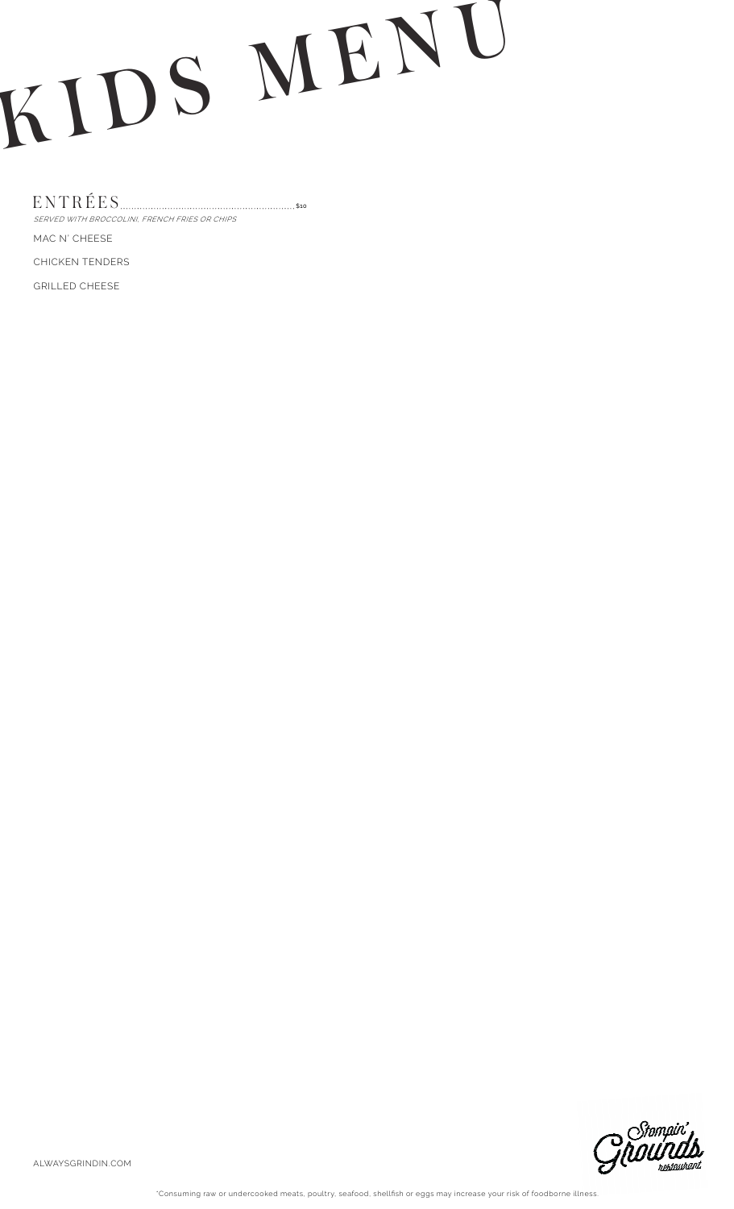# KIDS MENU

## ENTRÉES ........................................ $10

*SERVED WITH BROCCOLINI, FRENCH FRIES OR CHIPS*

MAC N' CHEESE

CHICKEN TENDERS

GRILLED CHEESE

ALWAYSGRINDIN.COM

Stompin' Grounds restaurant

*Consuming raw or undercooked meats, poultry, seafood, shellfish or eggs may increase your risk of foodborne illness.